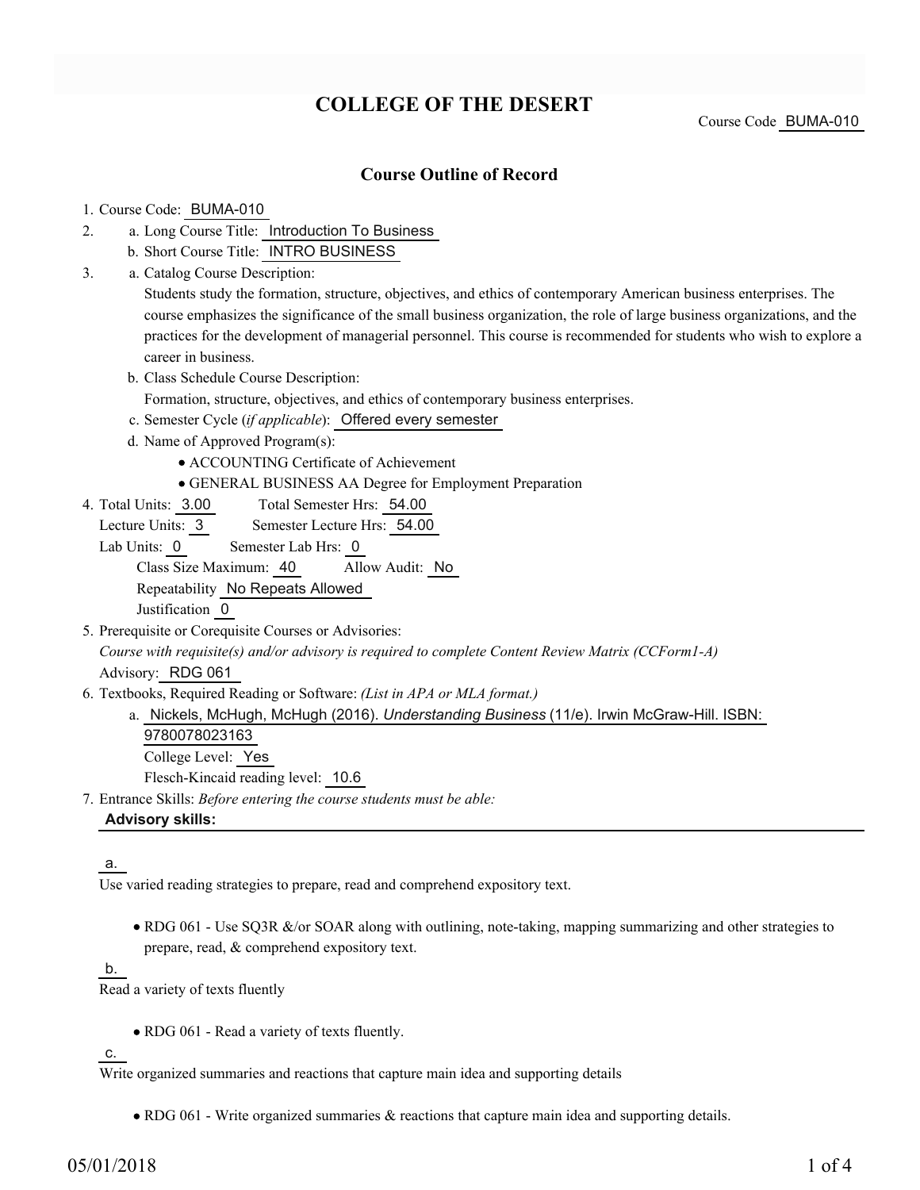# COLLEGE OF THE DESERT

Course Code BUMA-010

## Course Outline of Record

1. Course Code: BUMA-010
2. a. Long Course Title: Introduction To Business
   b. Short Course Title: INTRO BUSINESS
3. a. Catalog Course Description:
   Students study the formation, structure, objectives, and ethics of contemporary American business enterprises. The course emphasizes the significance of the small business organization, the role of large business organizations, and the practices for the development of managerial personnel. This course is recommended for students who wish to explore a career in business.
   b. Class Schedule Course Description:
   Formation, structure, objectives, and ethics of contemporary business enterprises.
   c. Semester Cycle (*if applicable*): Offered every semester
   d. Name of Approved Program(s):
      - ACCOUNTING Certificate of Achievement
      - GENERAL BUSINESS AA Degree for Employment Preparation
4. Total Units: 3.00 Total Semester Hrs: 54.00
   Lecture Units: 3 Semester Lecture Hrs: 54.00
   Lab Units: 0 Semester Lab Hrs: 0
   Class Size Maximum: 40 Allow Audit: No
   Repeatability No Repeats Allowed
   Justification 0
5. Prerequisite or Corequisite Courses or Advisories:
   *Course with requisite(s) and/or advisory is required to complete Content Review Matrix (CCForm1-A)*
   Advisory: RDG 061
6. Textbooks, Required Reading or Software: *(List in APA or MLA format.)*
   a. Nickels, McHugh, McHugh (2016). *Understanding Business* (11/e). Irwin McGraw-Hill. ISBN: 9780078023163
   College Level: Yes
   Flesch-Kincaid reading level: 10.6
7. Entrance Skills: *Before entering the course students must be able:*

**Advisory skills:**

a.
Use varied reading strategies to prepare, read and comprehend expository text.

- RDG 061 - Use SQ3R &/or SOAR along with outlining, note-taking, mapping summarizing and other strategies to prepare, read, & comprehend expository text.

b.
Read a variety of texts fluently

- RDG 061 - Read a variety of texts fluently.

c.
Write organized summaries and reactions that capture main idea and supporting details

- RDG 061 - Write organized summaries & reactions that capture main idea and supporting details.

05/01/2018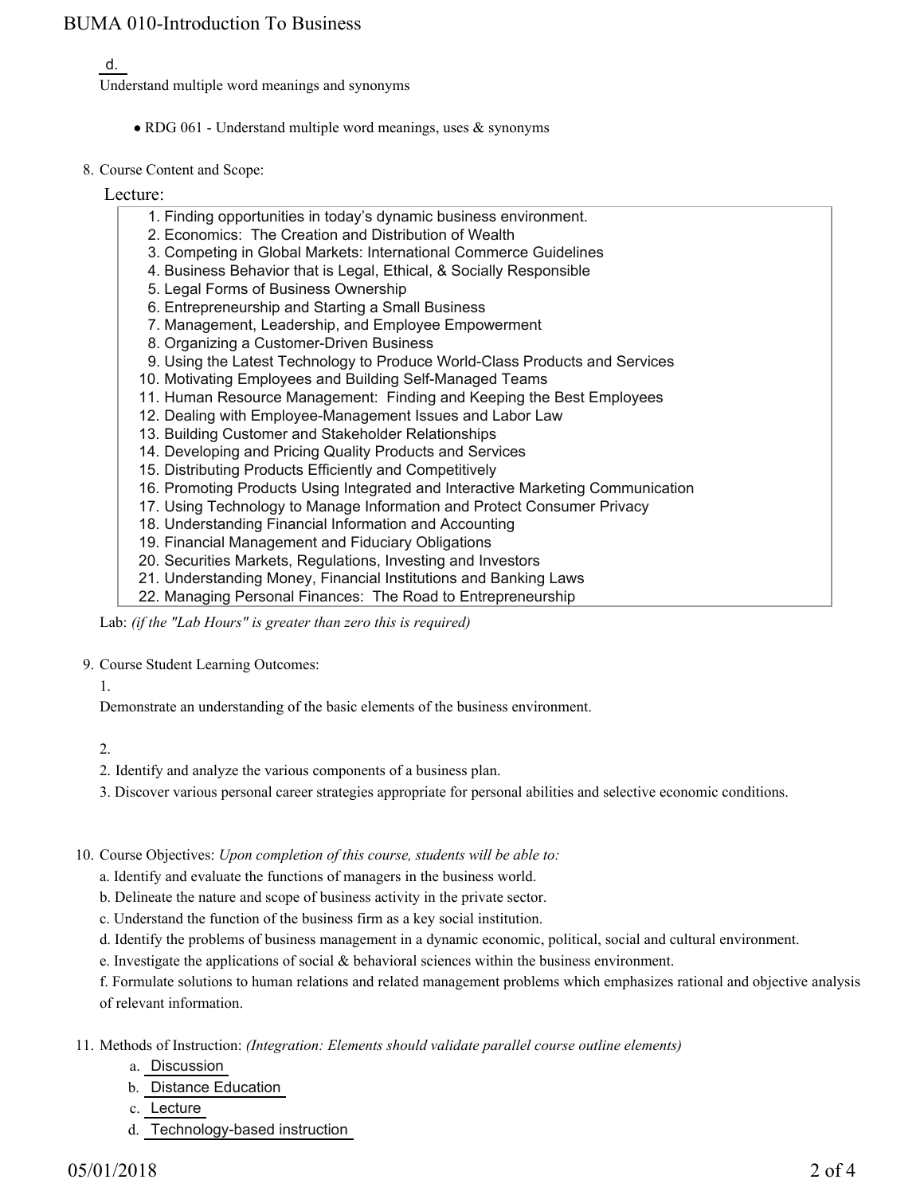d. Understand multiple word meanings and synonyms

- RDG 061 - Understand multiple word meanings, uses & synonyms

8. Course Content and Scope:

Lecture:

1. Finding opportunities in today's dynamic business environment.
2. Economics: The Creation and Distribution of Wealth
3. Competing in Global Markets: International Commerce Guidelines
4. Business Behavior that is Legal, Ethical, & Socially Responsible
5. Legal Forms of Business Ownership
6. Entrepreneurship and Starting a Small Business
7. Management, Leadership, and Employee Empowerment
8. Organizing a Customer-Driven Business
9. Using the Latest Technology to Produce World-Class Products and Services
10. Motivating Employees and Building Self-Managed Teams
11. Human Resource Management: Finding and Keeping the Best Employees
12. Dealing with Employee-Management Issues and Labor Law
13. Building Customer and Stakeholder Relationships
14. Developing and Pricing Quality Products and Services
15. Distributing Products Efficiently and Competitively
16. Promoting Products Using Integrated and Interactive Marketing Communication
17. Using Technology to Manage Information and Protect Consumer Privacy
18. Understanding Financial Information and Accounting
19. Financial Management and Fiduciary Obligations
20. Securities Markets, Regulations, Investing and Investors
21. Understanding Money, Financial Institutions and Banking Laws
22. Managing Personal Finances: The Road to Entrepreneurship

Lab: *(if the "Lab Hours" is greater than zero this is required)*

9. Course Student Learning Outcomes:

1.

Demonstrate an understanding of the basic elements of the business environment.

2.

2. Identify and analyze the various components of a business plan.

3. Discover various personal career strategies appropriate for personal abilities and selective economic conditions.

10. Course Objectives: *Upon completion of this course, students will be able to:*

a. Identify and evaluate the functions of managers in the business world.

b. Delineate the nature and scope of business activity in the private sector.

c. Understand the function of the business firm as a key social institution.

d. Identify the problems of business management in a dynamic economic, political, social and cultural environment.

e. Investigate the applications of social & behavioral sciences within the business environment.

f. Formulate solutions to human relations and related management problems which emphasizes rational and objective analysis of relevant information.

11. Methods of Instruction: *(Integration: Elements should validate parallel course outline elements)*

a. Discussion
b. Distance Education
c. Lecture
d. Technology-based instruction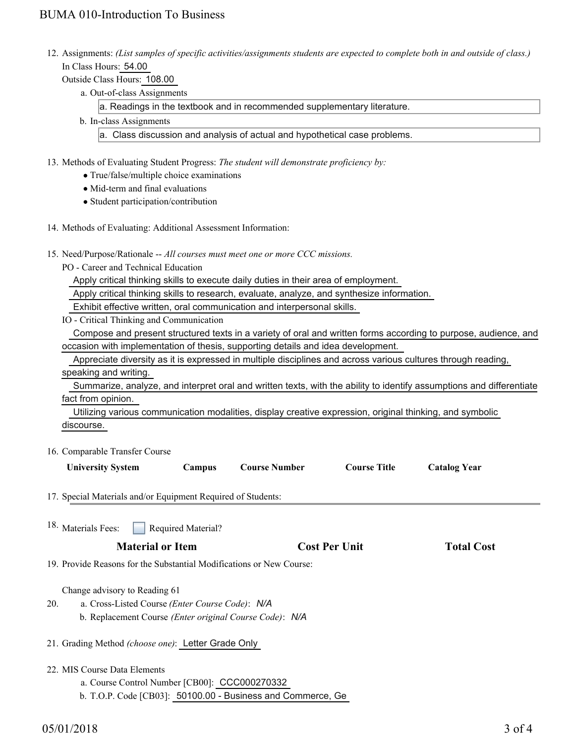12. Assignments: *(List samples of specific activities/assignments students are expected to complete both in and outside of class.)*
    In Class Hours: 54.00
    Outside Class Hours: 108.00
    a. Out-of-class Assignments
       a. Readings in the textbook and in recommended supplementary literature.
    b. In-class Assignments
       a. Class discussion and analysis of actual and hypothetical case problems.

13. Methods of Evaluating Student Progress: *The student will demonstrate proficiency by:*
    - True/false/multiple choice examinations
    - Mid-term and final evaluations
    - Student participation/contribution

14. Methods of Evaluating: Additional Assessment Information:

15. Need/Purpose/Rationale -- *All courses must meet one or more CCC missions.*
    PO - Career and Technical Education
    Apply critical thinking skills to execute daily duties in their area of employment.
    Apply critical thinking skills to research, evaluate, analyze, and synthesize information.
    Exhibit effective written, oral communication and interpersonal skills.
    IO - Critical Thinking and Communication
    Compose and present structured texts in a variety of oral and written forms according to purpose, audience, and occasion with implementation of thesis, supporting details and idea development.
    Appreciate diversity as it is expressed in multiple disciplines and across various cultures through reading, speaking and writing.
    Summarize, analyze, and interpret oral and written texts, with the ability to identify assumptions and differentiate fact from opinion.
    Utilizing various communication modalities, display creative expression, original thinking, and symbolic discourse.

16. Comparable Transfer Course

| University System | Campus | Course Number | Course Title | Catalog Year |
|---|---|---|---|---|

17. Special Materials and/or Equipment Required of Students:

18. Materials Fees: ☐ Required Material?

| Material or Item | Cost Per Unit | Total Cost |
|---|---|---|

19. Provide Reasons for the Substantial Modifications or New Course:

    Change advisory to Reading 61

20. a. Cross-Listed Course *(Enter Course Code)*: N/A
    b. Replacement Course *(Enter original Course Code)*: N/A

21. Grading Method *(choose one)*: Letter Grade Only

22. MIS Course Data Elements
    a. Course Control Number [CB00]: CCC000270332
    b. T.O.P. Code [CB03]: 50100.00 - Business and Commerce, Ge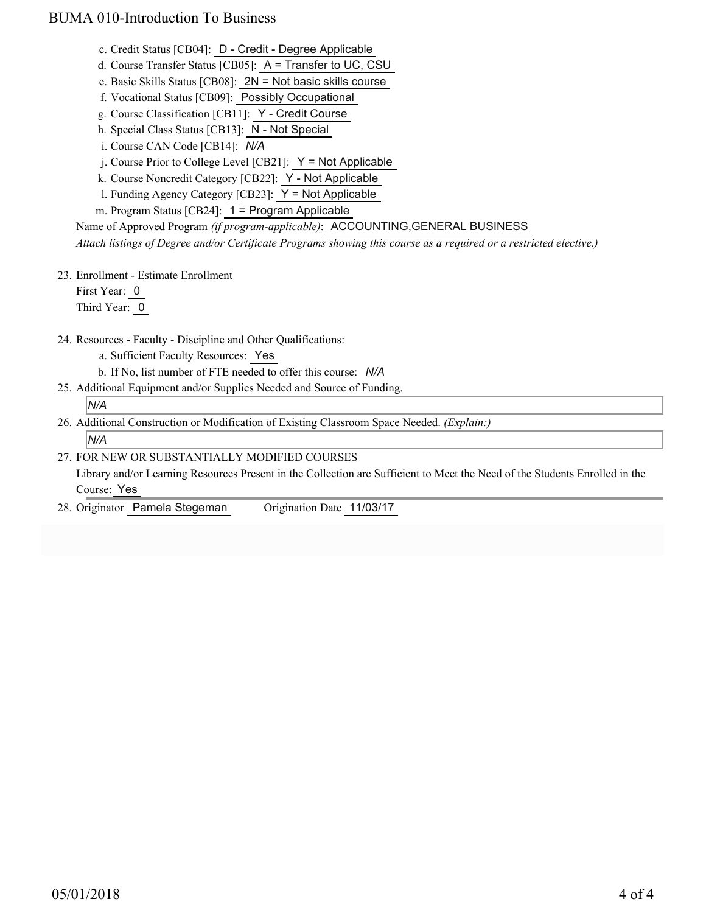c. Credit Status [CB04]: D - Credit - Degree Applicable
d. Course Transfer Status [CB05]: A = Transfer to UC, CSU
e. Basic Skills Status [CB08]: 2N = Not basic skills course
f. Vocational Status [CB09]: Possibly Occupational
g. Course Classification [CB11]: Y - Credit Course
h. Special Class Status [CB13]: N - Not Special
i. Course CAN Code [CB14]: *N/A*
j. Course Prior to College Level [CB21]: Y = Not Applicable
k. Course Noncredit Category [CB22]: Y - Not Applicable
l. Funding Agency Category [CB23]: Y = Not Applicable
m. Program Status [CB24]: 1 = Program Applicable

Name of Approved Program *(if program-applicable)*: ACCOUNTING,GENERAL BUSINESS

*Attach listings of Degree and/or Certificate Programs showing this course as a required or a restricted elective.)*

23. Enrollment - Estimate Enrollment
    First Year: 0
    Third Year: 0

24. Resources - Faculty - Discipline and Other Qualifications:
    a. Sufficient Faculty Resources: Yes
    b. If No, list number of FTE needed to offer this course: *N/A*

25. Additional Equipment and/or Supplies Needed and Source of Funding.
    *N/A*

26. Additional Construction or Modification of Existing Classroom Space Needed. *(Explain:)*
    *N/A*

27. FOR NEW OR SUBSTANTIALLY MODIFIED COURSES
    Library and/or Learning Resources Present in the Collection are Sufficient to Meet the Need of the Students Enrolled in the Course: Yes

28. Originator Pamela Stegeman Origination Date 11/03/17